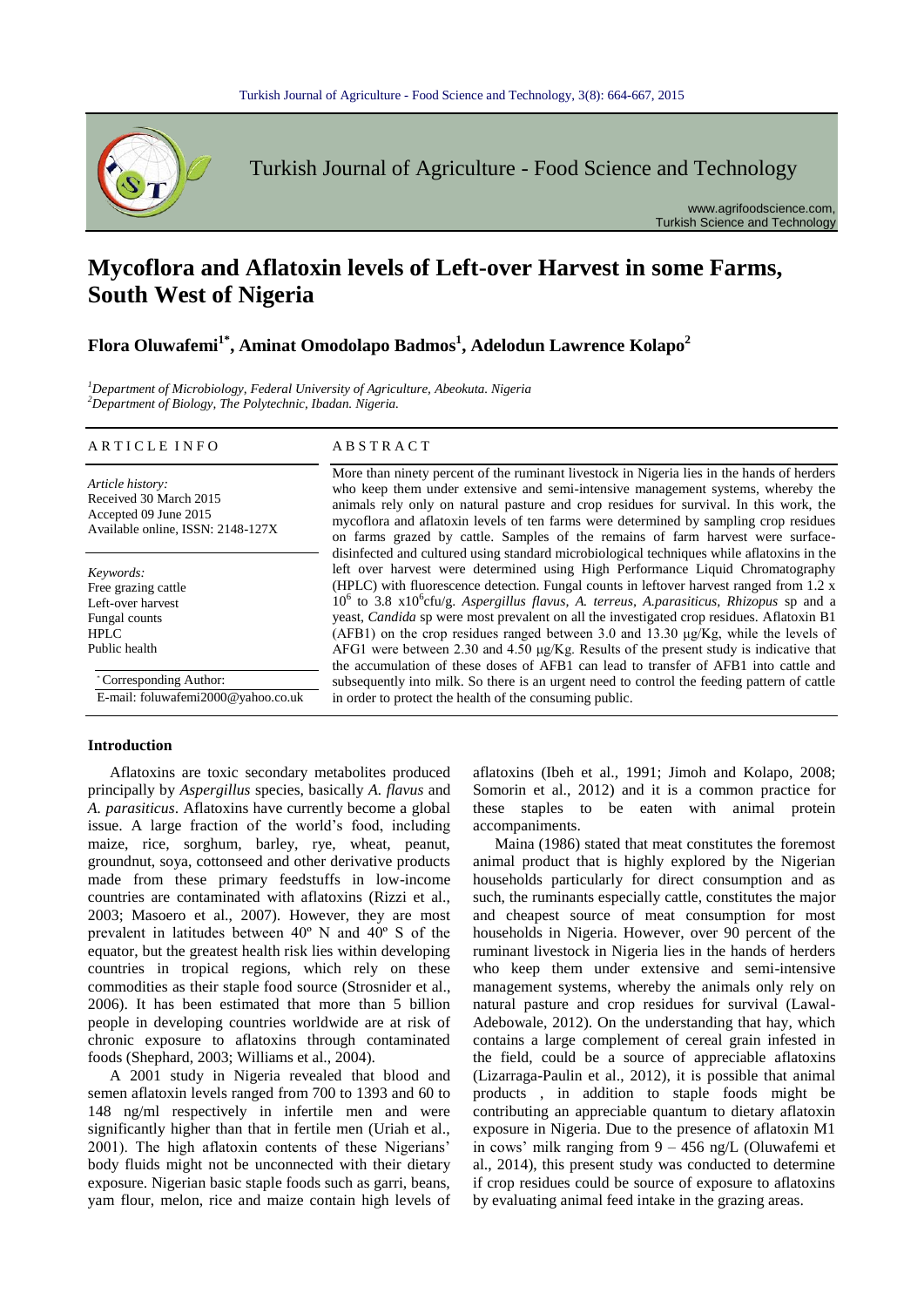# Mycoflora and Aflatoxin levels of Left-over Harvest in some Farms, South West of Nigeria

**Flora Oluwafemi[1*], Aminat Omodolapo Badmos[1], Adelodun Lawrence Kolapo[2]**

*[1]Department of Microbiology, Federal University of Agriculture, Abeokuta. Nigeria*
*[2]Department of Biology, The Polytechnic, Ibadan. Nigeria.*

## ARTICLE INFO

*Article history:*
Received 30 March 2015
Accepted 09 June 2015
Available online, ISSN: 2148-127X

*Keywords:*
Free grazing cattle
Left-over harvest
Fungal counts
HPLC
Public health

*Corresponding Author:
E-mail: foluwafemi2000@yahoo.co.uk

## ABSTRACT

More than ninety percent of the ruminant livestock in Nigeria lies in the hands of herders who keep them under extensive and semi-intensive management systems, whereby the animals rely only on natural pasture and crop residues for survival. In this work, the mycoflora and aflatoxin levels of ten farms were determined by sampling crop residues on farms grazed by cattle. Samples of the remains of farm harvest were surface-disinfected and cultured using standard microbiological techniques while aflatoxins in the left over harvest were determined using High Performance Liquid Chromatography (HPLC) with fluorescence detection. Fungal counts in leftover harvest ranged from 1.2 x $10^6$ to 3.8 x$10^6$cfu/g. *Aspergillus flavus*, *A. terreus*, *A.parasiticus*, *Rhizopus* sp and a yeast, *Candida* sp were most prevalent on all the investigated crop residues. Aflatoxin B1 (AFB1) on the crop residues ranged between 3.0 and 13.30 µg/Kg, while the levels of AFG1 were between 2.30 and 4.50 µg/Kg. Results of the present study is indicative that the accumulation of these doses of AFB1 can lead to transfer of AFB1 into cattle and subsequently into milk. So there is an urgent need to control the feeding pattern of cattle in order to protect the health of the consuming public.

## Introduction

Aflatoxins are toxic secondary metabolites produced principally by *Aspergillus* species, basically *A. flavus* and *A. parasiticus*. Aflatoxins have currently become a global issue. A large fraction of the world's food, including maize, rice, sorghum, barley, rye, wheat, peanut, groundnut, soya, cottonseed and other derivative products made from these primary feedstuffs in low-income countries are contaminated with aflatoxins (Rizzi et al., 2003; Masoero et al., 2007). However, they are most prevalent in latitudes between 40º N and 40º S of the equator, but the greatest health risk lies within developing countries in tropical regions, which rely on these commodities as their staple food source (Strosnider et al., 2006). It has been estimated that more than 5 billion people in developing countries worldwide are at risk of chronic exposure to aflatoxins through contaminated foods (Shephard, 2003; Williams et al., 2004).

A 2001 study in Nigeria revealed that blood and semen aflatoxin levels ranged from 700 to 1393 and 60 to 148 ng/ml respectively in infertile men and were significantly higher than that in fertile men (Uriah et al., 2001). The high aflatoxin contents of these Nigerians' body fluids might not be unconnected with their dietary exposure. Nigerian basic staple foods such as garri, beans, yam flour, melon, rice and maize contain high levels of aflatoxins (Ibeh et al., 1991; Jimoh and Kolapo, 2008; Somorin et al., 2012) and it is a common practice for these staples to be eaten with animal protein accompaniments.

Maina (1986) stated that meat constitutes the foremost animal product that is highly explored by the Nigerian households particularly for direct consumption and as such, the ruminants especially cattle, constitutes the major and cheapest source of meat consumption for most households in Nigeria. However, over 90 percent of the ruminant livestock in Nigeria lies in the hands of herders who keep them under extensive and semi-intensive management systems, whereby the animals only rely on natural pasture and crop residues for survival (Lawal-Adebowale, 2012). On the understanding that hay, which contains a large complement of cereal grain infested in the field, could be a source of appreciable aflatoxins (Lizarraga-Paulin et al., 2012), it is possible that animal products , in addition to staple foods might be contributing an appreciable quantum to dietary aflatoxin exposure in Nigeria. Due to the presence of aflatoxin M1 in cows' milk ranging from 9 – 456 ng/L (Oluwafemi et al., 2014), this present study was conducted to determine if crop residues could be source of exposure to aflatoxins by evaluating animal feed intake in the grazing areas.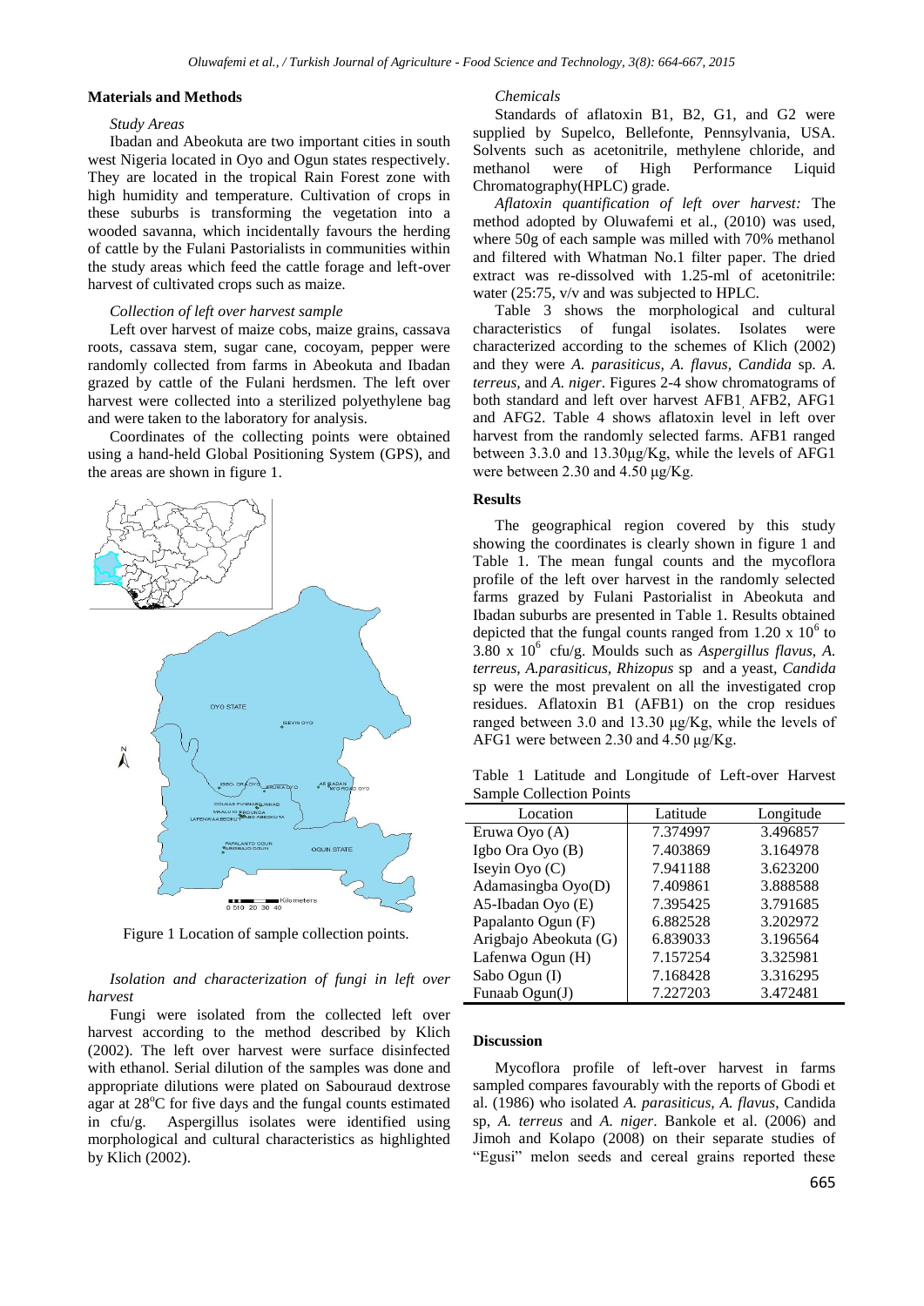## Materials and Methods

### *Study Areas*

Ibadan and Abeokuta are two important cities in south west Nigeria located in Oyo and Ogun states respectively. They are located in the tropical Rain Forest zone with high humidity and temperature. Cultivation of crops in these suburbs is transforming the vegetation into a wooded savanna, which incidentally favours the herding of cattle by the Fulani Pastorialists in communities within the study areas which feed the cattle forage and left-over harvest of cultivated crops such as maize.

### *Collection of left over harvest sample*

Left over harvest of maize cobs, maize grains, cassava roots, cassava stem, sugar cane, cocoyam, pepper were randomly collected from farms in Abeokuta and Ibadan grazed by cattle of the Fulani herdsmen. The left over harvest were collected into a sterilized polyethylene bag and were taken to the laboratory for analysis.

Coordinates of the collecting points were obtained using a hand-held Global Positioning System (GPS), and the areas are shown in figure 1.

Figure 1 Location of sample collection points.

### *Isolation and characterization of fungi in left over harvest*

Fungi were isolated from the collected left over harvest according to the method described by Klich (2002). The left over harvest were surface disinfected with ethanol. Serial dilution of the samples was done and appropriate dilutions were plated on Sabouraud dextrose agar at 28$^{o}$C for five days and the fungal counts estimated in cfu/g. Aspergillus isolates were identified using morphological and cultural characteristics as highlighted by Klich (2002).

### *Chemicals*

Standards of aflatoxin B1, B2, G1, and G2 were supplied by Supelco, Bellefonte, Pennsylvania, USA. Solvents such as acetonitrile, methylene chloride, and methanol were of High Performance Liquid Chromatography(HPLC) grade.

*Aflatoxin quantification of left over harvest:* The method adopted by Oluwafemi et al., (2010) was used, where 50g of each sample was milled with 70% methanol and filtered with Whatman No.1 filter paper. The dried extract was re-dissolved with 1.25-ml of acetonitrile: water (25:75, v/v and was subjected to HPLC.

Table 3 shows the morphological and cultural characteristics of fungal isolates. Isolates were characterized according to the schemes of Klich (2002) and they were *A. parasiticus, A. flavus, Candida* sp. *A. terreus,* and *A. niger*. Figures 2-4 show chromatograms of both standard and left over harvest AFB1, AFB2, AFG1 and AFG2. Table 4 shows aflatoxin level in left over harvest from the randomly selected farms. AFB1 ranged between 3.3.0 and 13.30µg/Kg, while the levels of AFG1 were between 2.30 and 4.50 µg/Kg.

## Results

The geographical region covered by this study showing the coordinates is clearly shown in figure 1 and Table 1. The mean fungal counts and the mycoflora profile of the left over harvest in the randomly selected farms grazed by Fulani Pastorialist in Abeokuta and Ibadan suburbs are presented in Table 1. Results obtained depicted that the fungal counts ranged from 1.20 x $10^{6}$ to 3.80 x $10^{6}$ cfu/g. Moulds such as *Aspergillus flavus, A. terreus, A.parasiticus, Rhizopus* sp and a yeast, *Candida* sp were the most prevalent on all the investigated crop residues. Aflatoxin B1 (AFB1) on the crop residues ranged between 3.0 and 13.30 µg/Kg, while the levels of AFG1 were between 2.30 and 4.50 µg/Kg.

Table 1 Latitude and Longitude of Left-over Harvest Sample Collection Points

| Location | Latitude | Longitude |
|---|---|---|
| Eruwa Oyo (A) | 7.374997 | 3.496857 |
| Igbo Ora Oyo (B) | 7.403869 | 3.164978 |
| Iseyin Oyo (C) | 7.941188 | 3.623200 |
| Adamasingba Oyo(D) | 7.409861 | 3.888588 |
| A5-Ibadan Oyo (E) | 7.395425 | 3.791685 |
| Papalanto Ogun (F) | 6.882528 | 3.202972 |
| Arigbajo Abeokuta (G) | 6.839033 | 3.196564 |
| Lafenwa Ogun (H) | 7.157254 | 3.325981 |
| Sabo Ogun (I) | 7.168428 | 3.316295 |
| Funaab Ogun(J) | 7.227203 | 3.472481 |

## Discussion

Mycoflora profile of left-over harvest in farms sampled compares favourably with the reports of Gbodi et al. (1986) who isolated *A. parasiticus, A. flavus,* Candida sp, *A. terreus* and *A. niger*. Bankole et al. (2006) and Jimoh and Kolapo (2008) on their separate studies of "Egusi" melon seeds and cereal grains reported these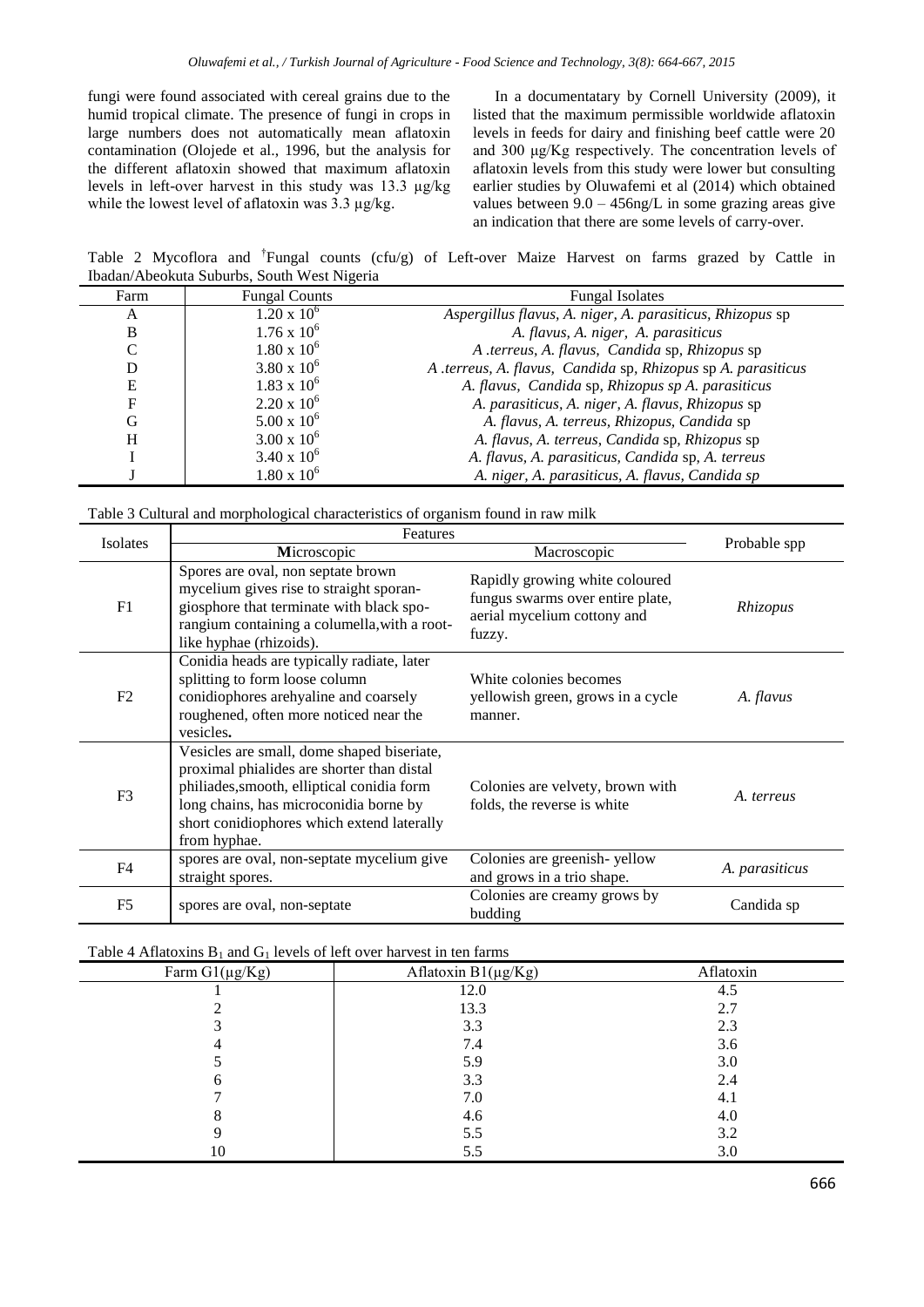fungi were found associated with cereal grains due to the humid tropical climate. The presence of fungi in crops in large numbers does not automatically mean aflatoxin contamination (Olojede et al., 1996, but the analysis for the different aflatoxin showed that maximum aflatoxin levels in left-over harvest in this study was 13.3 µg/kg while the lowest level of aflatoxin was 3.3 µg/kg.

In a documentatary by Cornell University (2009), it listed that the maximum permissible worldwide aflatoxin levels in feeds for dairy and finishing beef cattle were 20 and 300 µg/Kg respectively. The concentration levels of aflatoxin levels from this study were lower but consulting earlier studies by Oluwafemi et al (2014) which obtained values between 9.0 – 456ng/L in some grazing areas give an indication that there are some levels of carry-over.

Table 2 Mycoflora and †Fungal counts (cfu/g) of Left-over Maize Harvest on farms grazed by Cattle in Ibadan/Abeokuta Suburbs, South West Nigeria

| Farm | Fungal Counts | Fungal Isolates |
|---|---|---|
| A | $1.20 \times 10^6$ | *Aspergillus flavus, A. niger, A. parasiticus, Rhizopus* sp |
| B | $1.76 \times 10^6$ | *A. flavus, A. niger, A. parasiticus* |
| C | $1.80 \times 10^6$ | *A .terreus, A. flavus, Candida* sp, *Rhizopus* sp |
| D | $3.80 \times 10^6$ | *A .terreus, A. flavus, Candida* sp, *Rhizopus* sp *A. parasiticus* |
| E | $1.83 \times 10^6$ | *A. flavus, Candida* sp, *Rhizopus sp A. parasiticus* |
| F | $2.20 \times 10^6$ | *A. parasiticus, A. niger, A. flavus, Rhizopus* sp |
| G | $5.00 \times 10^6$ | *A. flavus, A. terreus, Rhizopus, Candida* sp |
| H | $3.00 \times 10^6$ | *A. flavus, A. terreus, Candida* sp, *Rhizopus* sp |
| I | $3.40 \times 10^6$ | *A. flavus, A. parasiticus, Candida* sp, *A. terreus* |
| J | $1.80 \times 10^6$ | *A. niger, A. parasiticus, A. flavus, Candida sp* |

Table 3 Cultural and morphological characteristics of organism found in raw milk

| Isolates | Features | | Probable spp |
|---|---|---|---|
| | **M**icroscopic | Macroscopic | |
| F1 | Spores are oval, non septate brown mycelium gives rise to straight sporan-giosphore that terminate with black spo-rangium containing a columella,with a root-like hyphae (rhizoids). | Rapidly growing white coloured fungus swarms over entire plate, aerial mycelium cottony and fuzzy. | *Rhizopus* |
| F2 | Conidia heads are typically radiate, later splitting to form loose column conidiophores arehyaline and coarsely roughened, often more noticed near the vesicles**.** | White colonies becomes yellowish green, grows in a cycle manner. | *A. flavus* |
| F3 | Vesicles are small, dome shaped biseriate, proximal phialides are shorter than distal philiades,smooth, elliptical conidia form long chains, has microconidia borne by short conidiophores which extend laterally from hyphae. | Colonies are velvety, brown with folds, the reverse is white | *A. terreus* |
| F4 | spores are oval, non-septate mycelium give straight spores. | Colonies are greenish- yellow and grows in a trio shape. | *A. parasiticus* |
| F5 | spores are oval, non-septate | Colonies are creamy grows by budding | Candida sp |

Table 4 Aflatoxins $B_1$ and $G_1$ levels of left over harvest in ten farms

| Farm G1(µg/Kg) | Aflatoxin B1(µg/Kg) | Aflatoxin |
|---|---|---|
| 1 | 12.0 | 4.5 |
| 2 | 13.3 | 2.7 |
| 3 | 3.3 | 2.3 |
| 4 | 7.4 | 3.6 |
| 5 | 5.9 | 3.0 |
| 6 | 3.3 | 2.4 |
| 7 | 7.0 | 4.1 |
| 8 | 4.6 | 4.0 |
| 9 | 5.5 | 3.2 |
| 10 | 5.5 | 3.0 |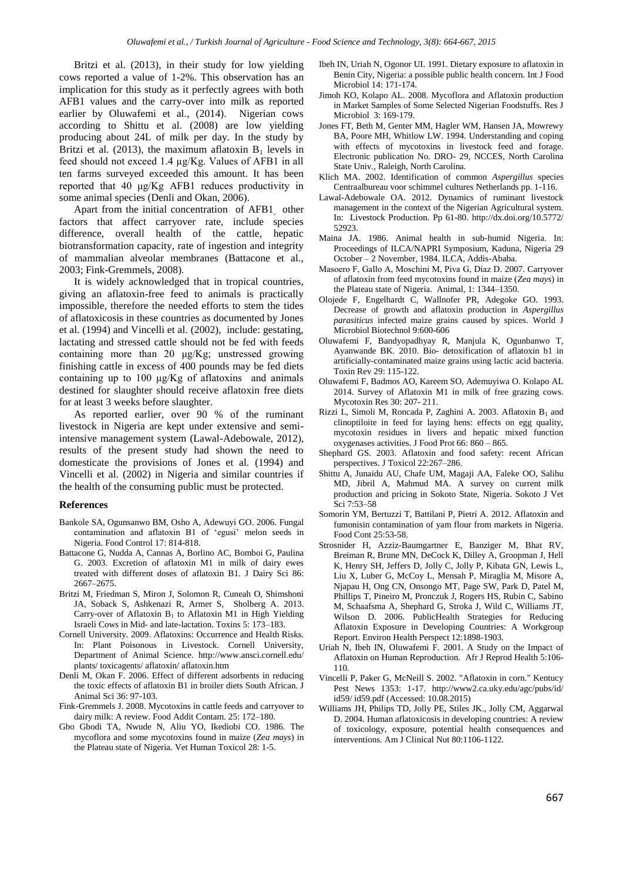Britzi et al. (2013), in their study for low yielding cows reported a value of 1-2%. This observation has an implication for this study as it perfectly agrees with both AFB1 values and the carry-over into milk as reported earlier by Oluwafemi et al., (2014). Nigerian cows according to Shittu et al. (2008) are low yielding producing about 24L of milk per day. In the study by Britzi et al. (2013), the maximum aflatoxin $B_1$ levels in feed should not exceed 1.4 µg/Kg. Values of AFB1 in all ten farms surveyed exceeded this amount. It has been reported that 40 µg/Kg AFB1 reduces productivity in some animal species (Denli and Okan, 2006).

Apart from the initial concentration of AFB1, other factors that affect carryover rate, include species difference, overall health of the cattle, hepatic biotransformation capacity, rate of ingestion and integrity of mammalian alveolar membranes (Battacone et al., 2003; Fink-Gremmels, 2008).

It is widely acknowledged that in tropical countries, giving an aflatoxin-free feed to animals is practically impossible, therefore the needed efforts to stem the tides of aflatoxicosis in these countries as documented by Jones et al. (1994) and Vincelli et al. (2002), include: gestating, lactating and stressed cattle should not be fed with feeds containing more than 20 µg/Kg; unstressed growing finishing cattle in excess of 400 pounds may be fed diets containing up to 100 µg/Kg of aflatoxins and animals destined for slaughter should receive aflatoxin free diets for at least 3 weeks before slaughter.

As reported earlier, over 90 % of the ruminant livestock in Nigeria are kept under extensive and semi-intensive management system (Lawal-Adebowale, 2012), results of the present study had shown the need to domesticate the provisions of Jones et al. (1994) and Vincelli et al. (2002) in Nigeria and similar countries if the health of the consuming public must be protected.

## References

Bankole SA, Ogunsanwo BM, Osho A, Adewuyi GO. 2006. Fungal contamination and aflatoxin B1 of 'egusi' melon seeds in Nigeria. Food Control 17: 814-818.

Battacone G, Nudda A, Cannas A, Borlino AC, Bomboi G, Paulina G. 2003. Excretion of aflatoxin M1 in milk of dairy ewes treated with different doses of aflatoxin B1. J Dairy Sci 86: 2667–2675.

Britzi M, Friedman S, Miron J, Solomon R, Cuneah O, Shimshoni JA, Soback S, Ashkenazi R, Armer S, Sholberg A. 2013. Carry-over of Aflatoxin $B_1$ to Aflatoxin M1 in High Yielding Israeli Cows in Mid- and late-lactation. Toxins 5: 173–183.

Cornell University. 2009. Aflatoxins: Occurrence and Health Risks. In: Plant Poisonous in Livestock. Cornell University, Department of Animal Science. http://www.ansci.cornell.edu/plants/ toxicagents/ aflatoxin/ aflatoxin.htm

Denli M, Okan F. 2006. Effect of different adsorbents in reducing the toxic effects of aflatoxin B1 in broiler diets South African. J Animal Sci 36: 97-103.

Fink-Gremmels J. 2008. Mycotoxins in cattle feeds and carryover to dairy milk: A review. Food Addit Contam. 25: 172–180.

Gbo Gbodi TA, Nwude N, Aliu YO, Ikediobi CO. 1986. The mycoflora and some mycotoxins found in maize (*Zea mays*) in the Plateau state of Nigeria. Vet Human Toxicol 28: 1-5.

Ibeh IN, Uriah N, Ogonor UI. 1991. Dietary exposure to aflatoxin in Benin City, Nigeria: a possible public health concern. Int J Food Microbiol 14: 171-174.

Jimoh KO, Kolapo AL. 2008. Mycoflora and Aflatoxin production in Market Samples of Some Selected Nigerian Foodstuffs. Res J Microbiol 3: 169-179.

Jones FT, Beth M, Genter MM, Hagler WM, Hansen JA, Mowrewy BA, Poore MH, Whitlow LW. 1994. Understanding and coping with effects of mycotoxins in livestock feed and forage. Electronic publication No. DRO- 29, NCCES, North Carolina State Univ., Raleigh, North Carolina.

Klich MA. 2002. Identification of common *Aspergillus* species Centraalbureau voor schimmel cultures Netherlands pp. 1-116.

Lawal-Adebowale OA. 2012. Dynamics of ruminant livestock management in the context of the Nigerian Agricultural system. In: Livestock Production. Pp 61-80. http://dx.doi.org/10.5772/52923.

Maina JA. 1986. Animal health in sub-humid Nigeria. In: Proceedings of ILCA/NAPRI Symposium, Kaduna, Nigeria 29 October – 2 November, 1984. ILCA, Addis-Ababa.

Masoero F, Gallo A, Moschini M, Piva G, Díaz D. 2007. Carryover of aflatoxin from feed mycotoxins found in maize (*Zea mays*) in the Plateau state of Nigeria. Animal, 1: 1344–1350.

Olojede F, Engelhardt C, Wallnofer PR, Adegoke GO. 1993. Decrease of growth and aflatoxin production in *Aspergillus parasiticus* infected maize grains caused by spices. World J Microbiol Biotechnol 9:600-606

Oluwafemi F, Bandyopadhyay R, Manjula K, Ogunbanwo T, Ayanwande BK. 2010. Bio- detoxification of aflatoxin b1 in artificially-contaminated maize grains using lactic acid bacteria. Toxin Rev 29: 115-122.

Oluwafemi F, Badmos AO, Kareem SO, Ademuyiwa O. Kolapo AL 2014. Survey of Aflatoxin M1 in milk of free grazing cows. Mycotoxin Res 30: 207- 211.

Rizzi L, Simoli M, Roncada P, Zaghini A. 2003. Aflatoxin $B_1$ and clinoptiloite in feed for laying hens: effects on egg quality, mycotoxin residues in livers and hepatic mixed function oxygenases activities. J Food Prot 66: 860 – 865.

Shephard GS. 2003. Aflatoxin and food safety: recent African perspectives. J Toxicol 22:267–286.

Shittu A, Junaidu AU, Chafe UM, Magaji AA, Faleke OO, Salihu MD, Jibril A, Mahmud MA. A survey on current milk production and pricing in Sokoto State, Nigeria. Sokoto J Vet Sci 7:53–58

Somorin YM, Bertuzzi T, Battilani P, Pietri A. 2012. Aflatoxin and fumonisin contamination of yam flour from markets in Nigeria. Food Cont 25:53-58.

Strosnider H, Azziz-Baumgartner E, Banziger M, Bhat RV, Breiman R, Brune MN, DeCock K, Dilley A, Groopman J, Hell K, Henry SH, Jeffers D, Jolly C, Jolly P, Kibata GN, Lewis L, Liu X, Luber G, McCoy L, Mensah P, Miraglia M, Misore A, Njapau H, Ong CN, Onsongo MT, Page SW, Park D, Patel M, Phillips T, Pineiro M, Pronczuk J, Rogers HS, Rubin C, Sabino M, Schaafsma A, Shephard G, Stroka J, Wild C, Williams JT, Wilson D. 2006. PublicHealth Strategies for Reducing Aflatoxin Exposure in Developing Countries: A Workgroup Report. Environ Health Perspect 12:1898-1903.

Uriah N, Ibeh IN, Oluwafemi F. 2001. A Study on the Impact of Aflatoxin on Human Reproduction. Afr J Reprod Health 5:106-110.

Vincelli P, Paker G, McNeill S. 2002. "Aflatoxin in corn." Kentucy Pest News 1353: 1-17. http://www2.ca.uky.edu/agc/pubs/id/id59/ id59.pdf (Accessed: 10.08.2015)

Williams JH, Philips TD, Jolly PE, Stiles JK., Jolly CM, Aggarwal D. 2004. Human aflatoxicosis in developing countries: A review of toxicology, exposure, potential health consequences and interventions. Am J Clinical Nut 80:1106-1122.